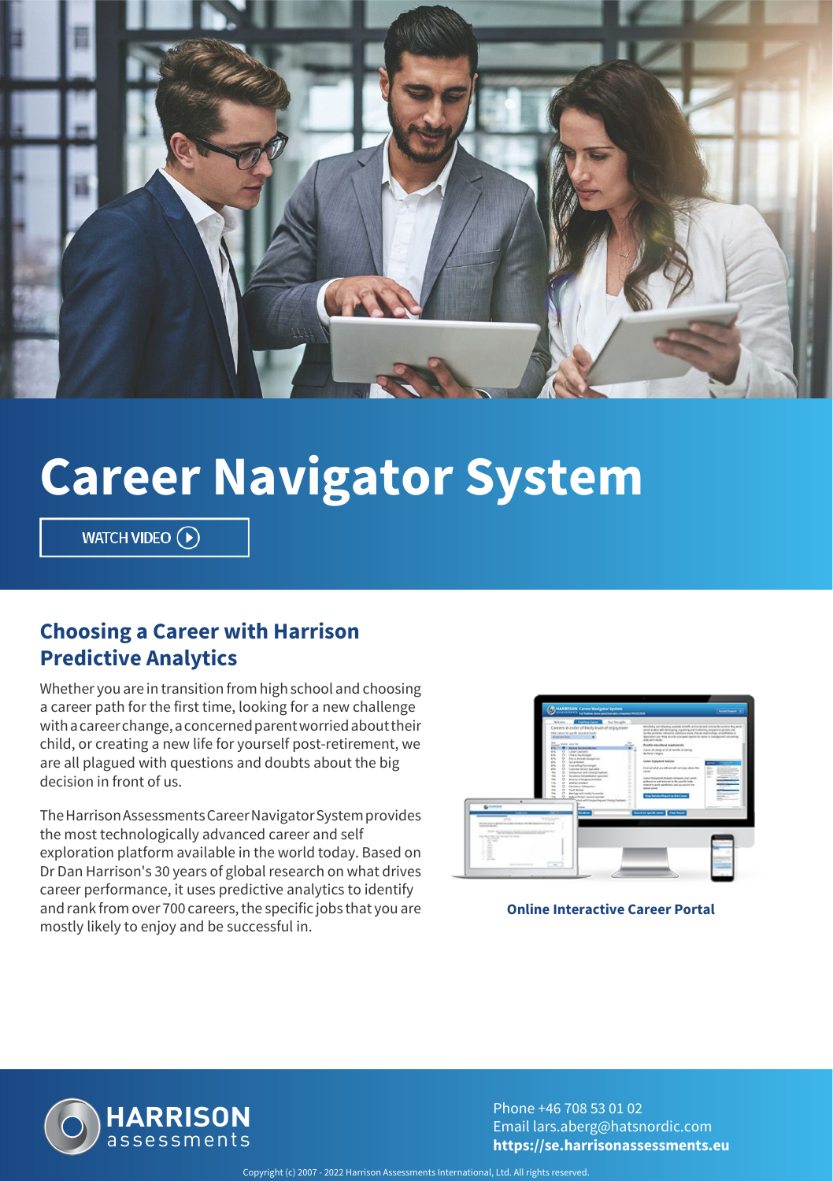# Career Navigator System

WATCH VIDEO

## Choosing a Career with Harrison Predictive Analytics

Whether you are in transition from high school and choosing a career path for the first time, looking for a new challenge with a career change, a concerned parent worried about their child, or creating a new life for yourself post-retirement, we are all plagued with questions and doubts about the big decision in front of us.

The Harrison Assessments Career Navigator System provides the most technologically advanced career and self exploration platform available in the world today. Based on Dr Dan Harrison's 30 years of global research on what drives career performance, it uses predictive analytics to identify and rank from over 700 careers, the specific jobs that you are mostly likely to enjoy and be successful in.

**Online Interactive Career Portal**

HARRISON assessments

Phone +46 708 53 01 02
Email lars.aberg@hatsnordic.com
**https://se.harrisonassessments.eu**

Copyright (c) 2007 - 2022 Harrison Assessments International, Ltd. All rights reserved.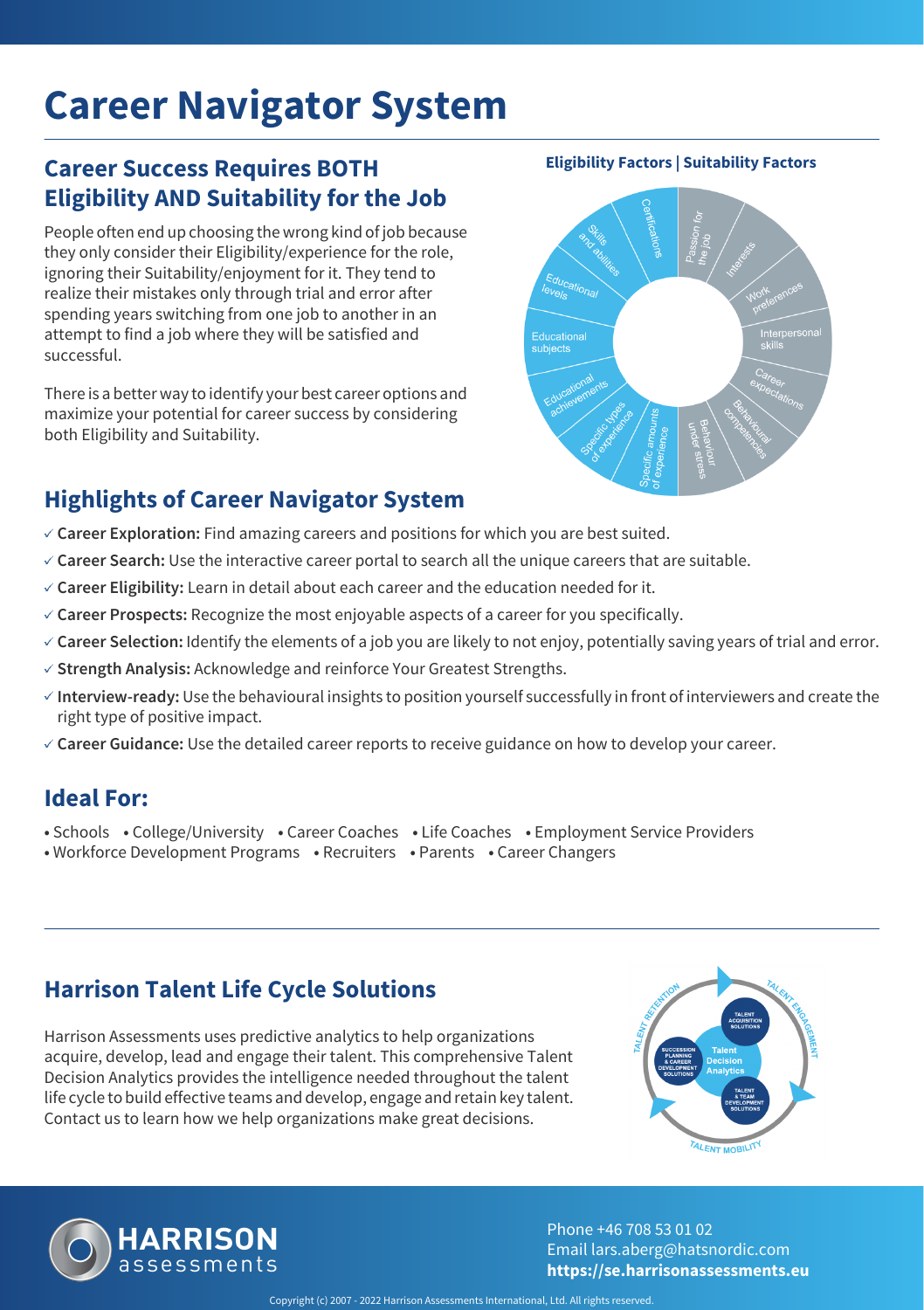# Career Navigator System

## Career Success Requires BOTH Eligibility AND Suitability for the Job

People often end up choosing the wrong kind of job because they only consider their Eligibility/experience for the role, ignoring their Suitability/enjoyment for it. They tend to realize their mistakes only through trial and error after spending years switching from one job to another in an attempt to find a job where they will be satisfied and successful.

There is a better way to identify your best career options and maximize your potential for career success by considering both Eligibility and Suitability.

**Eligibility Factors | Suitability Factors**

Certifications
Skills and abilities
Educational levels
Educational subjects
Educational achievements
Specific types of experience
Specific amounts of experience
Passion for the job
Interests
Work preferences
Interpersonal skills
Career expectations
Behavioural competencies
Behaviour under stress

## Highlights of Career Navigator System

- ✓ **Career Exploration:** Find amazing careers and positions for which you are best suited.
- ✓ **Career Search:** Use the interactive career portal to search all the unique careers that are suitable.
- ✓ **Career Eligibility:** Learn in detail about each career and the education needed for it.
- ✓ **Career Prospects:** Recognize the most enjoyable aspects of a career for you specifically.
- ✓ **Career Selection:** Identify the elements of a job you are likely to not enjoy, potentially saving years of trial and error.
- ✓ **Strength Analysis:** Acknowledge and reinforce Your Greatest Strengths.
- ✓ **Interview-ready:** Use the behavioural insights to position yourself successfully in front of interviewers and create the right type of positive impact.
- ✓ **Career Guidance:** Use the detailed career reports to receive guidance on how to develop your career.

## Ideal For:

- Schools • College/University • Career Coaches • Life Coaches • Employment Service Providers
- Workforce Development Programs • Recruiters • Parents • Career Changers

---

## Harrison Talent Life Cycle Solutions

Harrison Assessments uses predictive analytics to help organizations acquire, develop, lead and engage their talent. This comprehensive Talent Decision Analytics provides the intelligence needed throughout the talent life cycle to build effective teams and develop, engage and retain key talent. Contact us to learn how we help organizations make great decisions.

TALENT RETENTION
TALENT ENGAGEMENT
TALENT MOBILITY
TALENT ACQUISITION SOLUTIONS
Talent Decision Analytics
SUCCESSION PLANNING & CAREER DEVELOPMENT SOLUTIONS
TALENT & TEAM DEVELOPMENT SOLUTIONS

HARRISON assessments

Phone +46 708 53 01 02
Email lars.aberg@hatsnordic.com
**https://se.harrisonassessments.eu**

Copyright (c) 2007 - 2022 Harrison Assessments International, Ltd. All rights reserved.